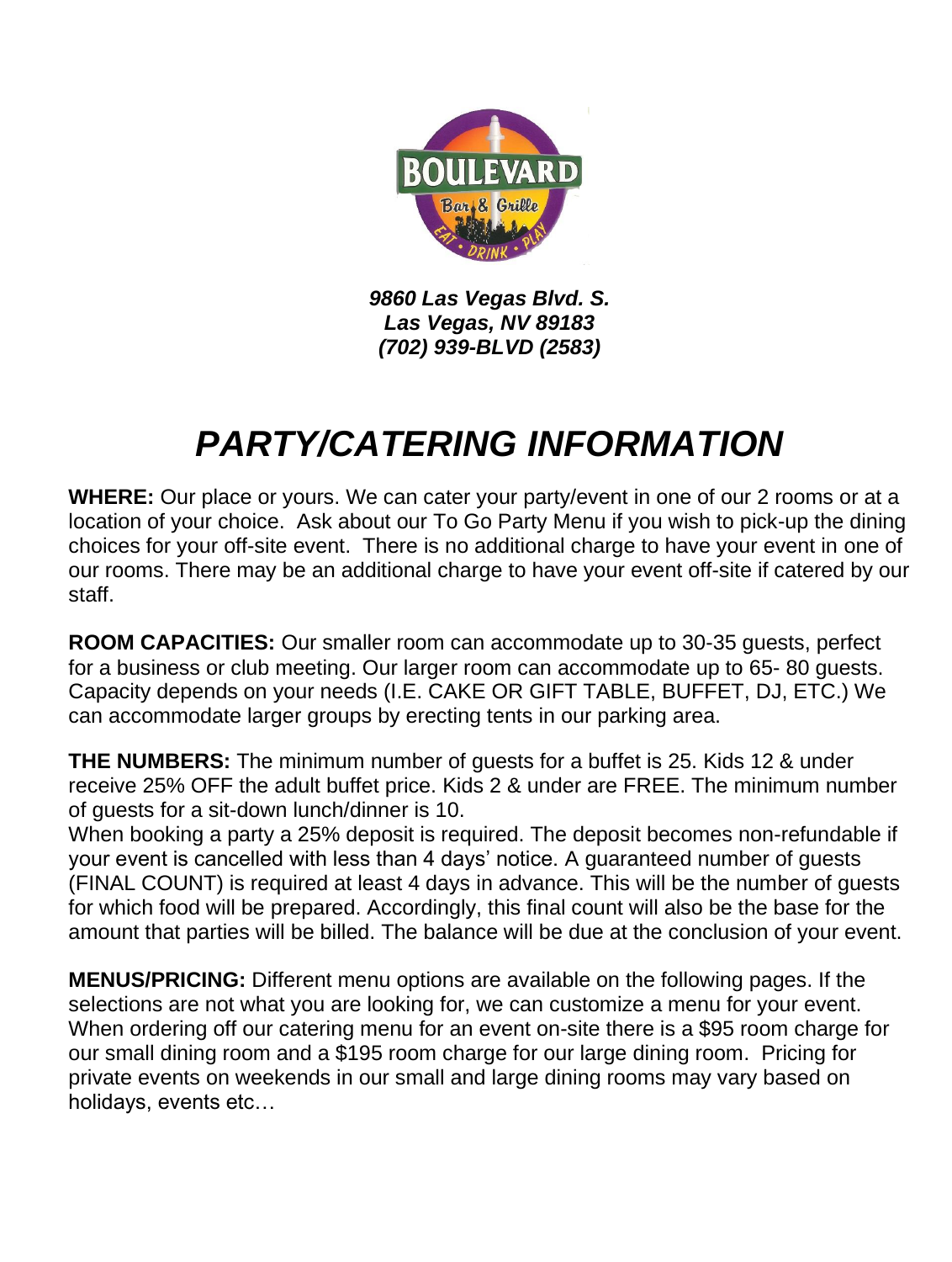***9860 Las Vegas Blvd. S.***
***Las Vegas, NV 89183***
***(702) 939-BLVD (2583)***

# *PARTY/CATERING INFORMATION*

**WHERE:** Our place or yours. We can cater your party/event in one of our 2 rooms or at a location of your choice. Ask about our To Go Party Menu if you wish to pick-up the dining choices for your off-site event. There is no additional charge to have your event in one of our rooms. There may be an additional charge to have your event off-site if catered by our staff.

**ROOM CAPACITIES:** Our smaller room can accommodate up to 30-35 guests, perfect for a business or club meeting. Our larger room can accommodate up to 65- 80 guests. Capacity depends on your needs (I.E. CAKE OR GIFT TABLE, BUFFET, DJ, ETC.) We can accommodate larger groups by erecting tents in our parking area.

**THE NUMBERS:** The minimum number of guests for a buffet is 25. Kids 12 & under receive 25% OFF the adult buffet price. Kids 2 & under are FREE. The minimum number of guests for a sit-down lunch/dinner is 10.
When booking a party a 25% deposit is required. The deposit becomes non-refundable if your event is cancelled with less than 4 days' notice. A guaranteed number of guests (FINAL COUNT) is required at least 4 days in advance. This will be the number of guests for which food will be prepared. Accordingly, this final count will also be the base for the amount that parties will be billed. The balance will be due at the conclusion of your event.

**MENUS/PRICING:** Different menu options are available on the following pages. If the selections are not what you are looking for, we can customize a menu for your event. When ordering off our catering menu for an event on-site there is a $95 room charge for our small dining room and a $195 room charge for our large dining room. Pricing for private events on weekends in our small and large dining rooms may vary based on holidays, events etc…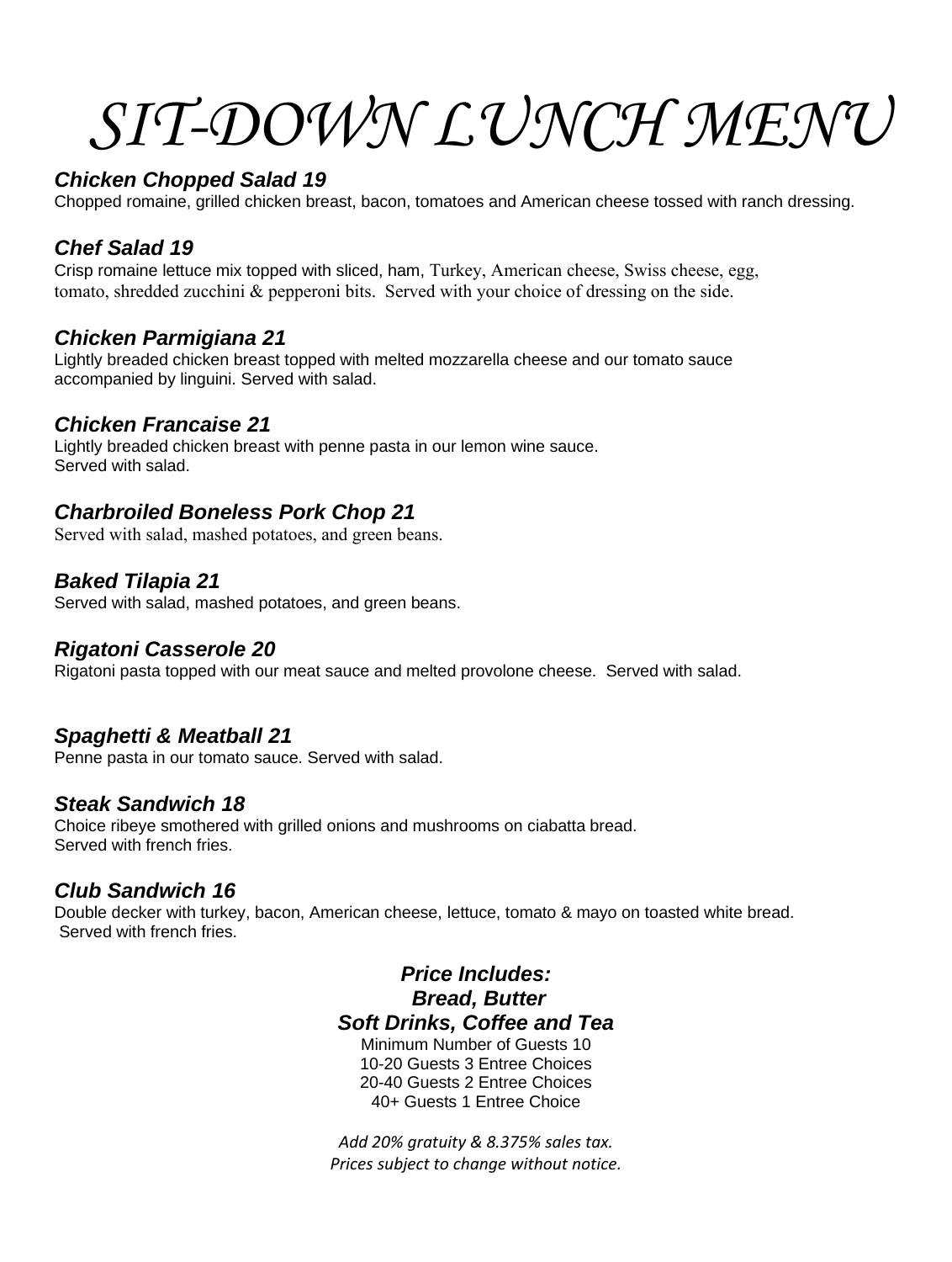# SIT-DOWN LUNCH MENU

### *Chicken Chopped Salad 19*
Chopped romaine, grilled chicken breast, bacon, tomatoes and American cheese tossed with ranch dressing.

### *Chef Salad 19*
Crisp romaine lettuce mix topped with sliced, ham, Turkey, American cheese, Swiss cheese, egg, tomato, shredded zucchini & pepperoni bits. Served with your choice of dressing on the side.

### *Chicken Parmigiana 21*
Lightly breaded chicken breast topped with melted mozzarella cheese and our tomato sauce accompanied by linguini. Served with salad.

### *Chicken Francaise 21*
Lightly breaded chicken breast with penne pasta in our lemon wine sauce.
Served with salad.

### *Charbroiled Boneless Pork Chop 21*
Served with salad, mashed potatoes, and green beans.

### *Baked Tilapia 21*
Served with salad, mashed potatoes, and green beans.

### *Rigatoni Casserole 20*
Rigatoni pasta topped with our meat sauce and melted provolone cheese. Served with salad.

### *Spaghetti & Meatball 21*
Penne pasta in our tomato sauce. Served with salad.

### *Steak Sandwich 18*
Choice ribeye smothered with grilled onions and mushrooms on ciabatta bread.
Served with french fries.

### *Club Sandwich 16*
Double decker with turkey, bacon, American cheese, lettuce, tomato & mayo on toasted white bread.
Served with french fries.

***Price Includes:***
***Bread, Butter***
***Soft Drinks, Coffee and Tea***

Minimum Number of Guests 10
10-20 Guests 3 Entree Choices
20-40 Guests 2 Entree Choices
40+ Guests 1 Entree Choice

*Add 20% gratuity & 8.375% sales tax.*
*Prices subject to change without notice.*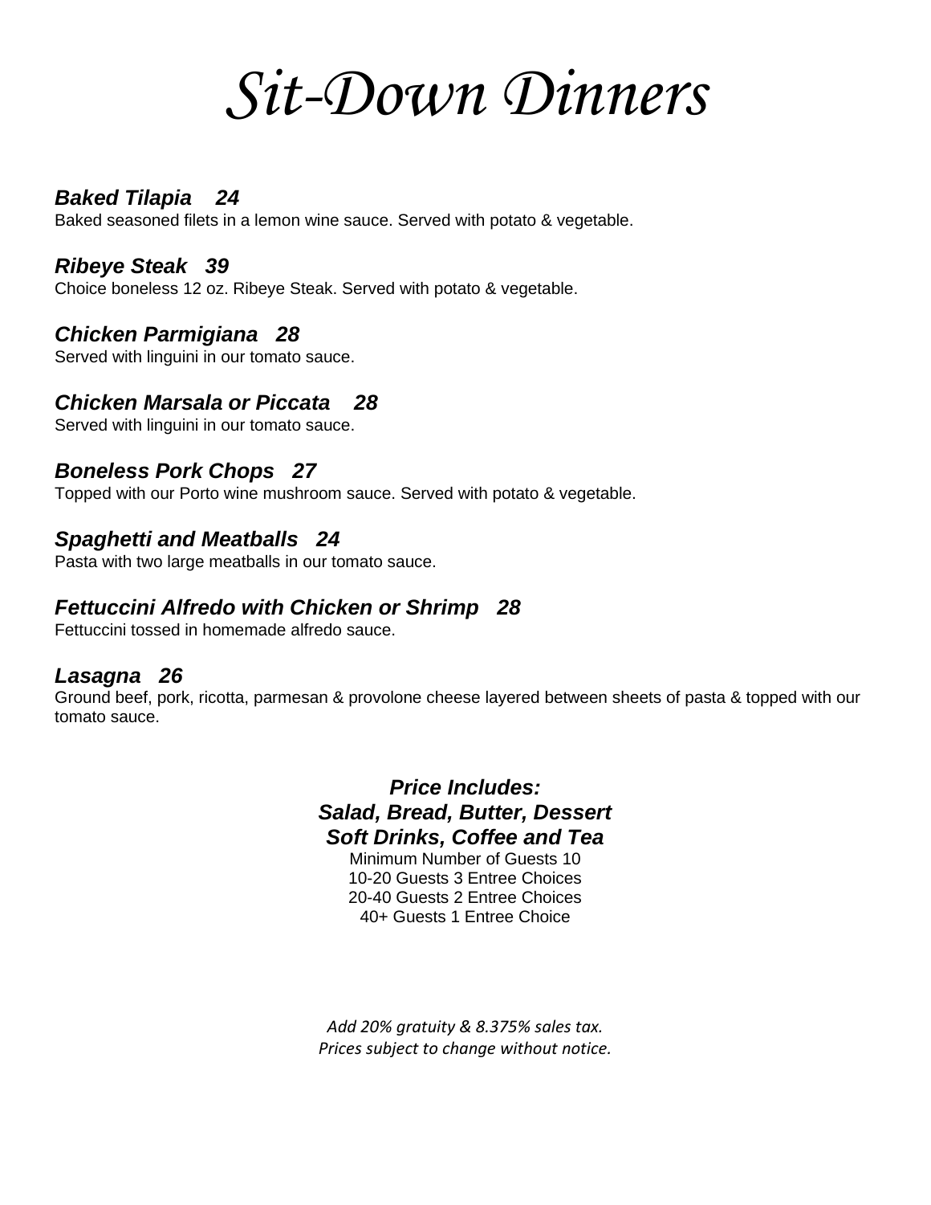# *Sit-Down Dinners*

### ***Baked Tilapia 24***

Baked seasoned filets in a lemon wine sauce. Served with potato & vegetable.

### ***Ribeye Steak 39***

Choice boneless 12 oz. Ribeye Steak. Served with potato & vegetable.

### ***Chicken Parmigiana 28***

Served with linguini in our tomato sauce.

### ***Chicken Marsala or Piccata 28***

Served with linguini in our tomato sauce.

### ***Boneless Pork Chops 27***

Topped with our Porto wine mushroom sauce. Served with potato & vegetable.

### ***Spaghetti and Meatballs 24***

Pasta with two large meatballs in our tomato sauce.

### ***Fettuccini Alfredo with Chicken or Shrimp 28***

Fettuccini tossed in homemade alfredo sauce.

### ***Lasagna 26***

Ground beef, pork, ricotta, parmesan & provolone cheese layered between sheets of pasta & topped with our tomato sauce.

***Price Includes:***
***Salad, Bread, Butter, Dessert***
***Soft Drinks, Coffee and Tea***

Minimum Number of Guests 10
10-20 Guests 3 Entree Choices
20-40 Guests 2 Entree Choices
40+ Guests 1 Entree Choice

*Add 20% gratuity & 8.375% sales tax.*
*Prices subject to change without notice.*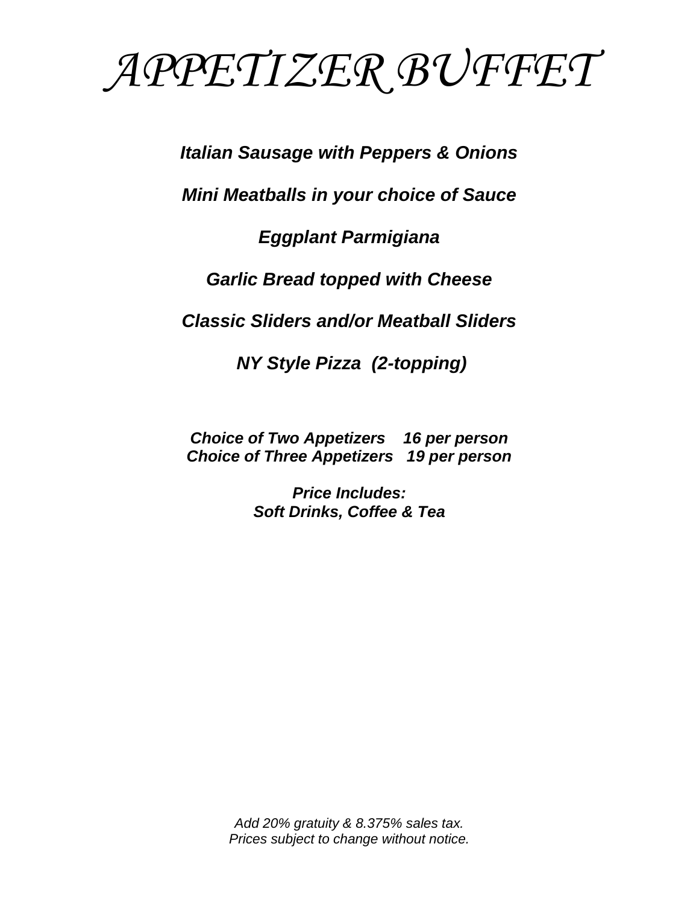# *APPETIZER BUFFET*

***Italian Sausage with Peppers & Onions***

***Mini Meatballs in your choice of Sauce***

***Eggplant Parmigiana***

***Garlic Bread topped with Cheese***

***Classic Sliders and/or Meatball Sliders***

***NY Style Pizza (2-topping)***

***Choice of Two Appetizers 16 per person***
***Choice of Three Appetizers 19 per person***

***Price Includes:***
***Soft Drinks, Coffee & Tea***

*Add 20% gratuity & 8.375% sales tax.*
*Prices subject to change without notice.*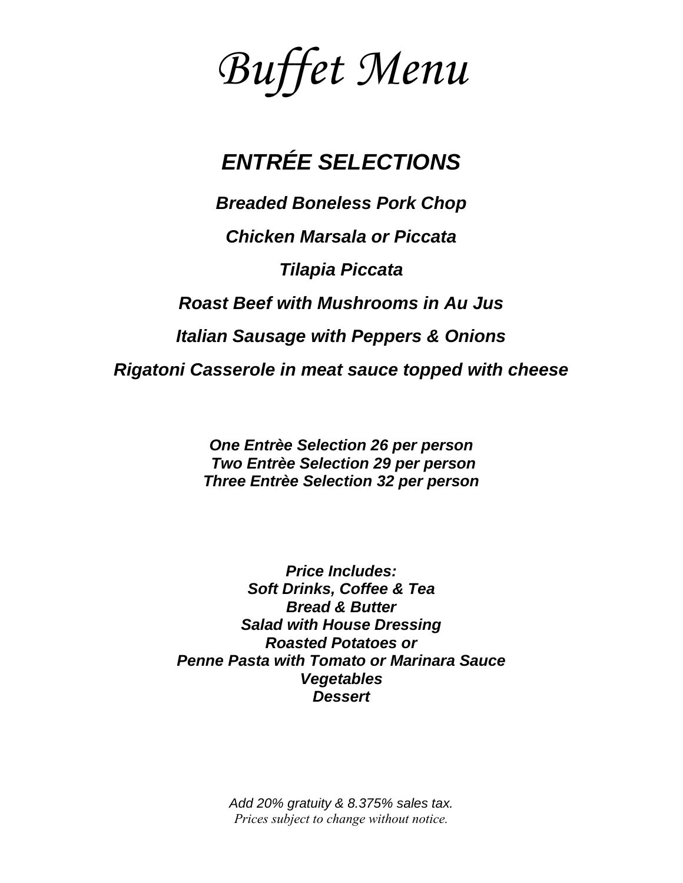# *Buffet Menu*

## ***ENTRÉE SELECTIONS***

***Breaded Boneless Pork Chop***

***Chicken Marsala or Piccata***

***Tilapia Piccata***

***Roast Beef with Mushrooms in Au Jus***

***Italian Sausage with Peppers & Onions***

***Rigatoni Casserole in meat sauce topped with cheese***

***One Entrèe Selection 26 per person***
***Two Entrèe Selection 29 per person***
***Three Entrèe Selection 32 per person***

***Price Includes:***
***Soft Drinks, Coffee & Tea***
***Bread & Butter***
***Salad with House Dressing***
***Roasted Potatoes or***
***Penne Pasta with Tomato or Marinara Sauce***
***Vegetables***
***Dessert***

*Add 20% gratuity & 8.375% sales tax.*
*Prices subject to change without notice.*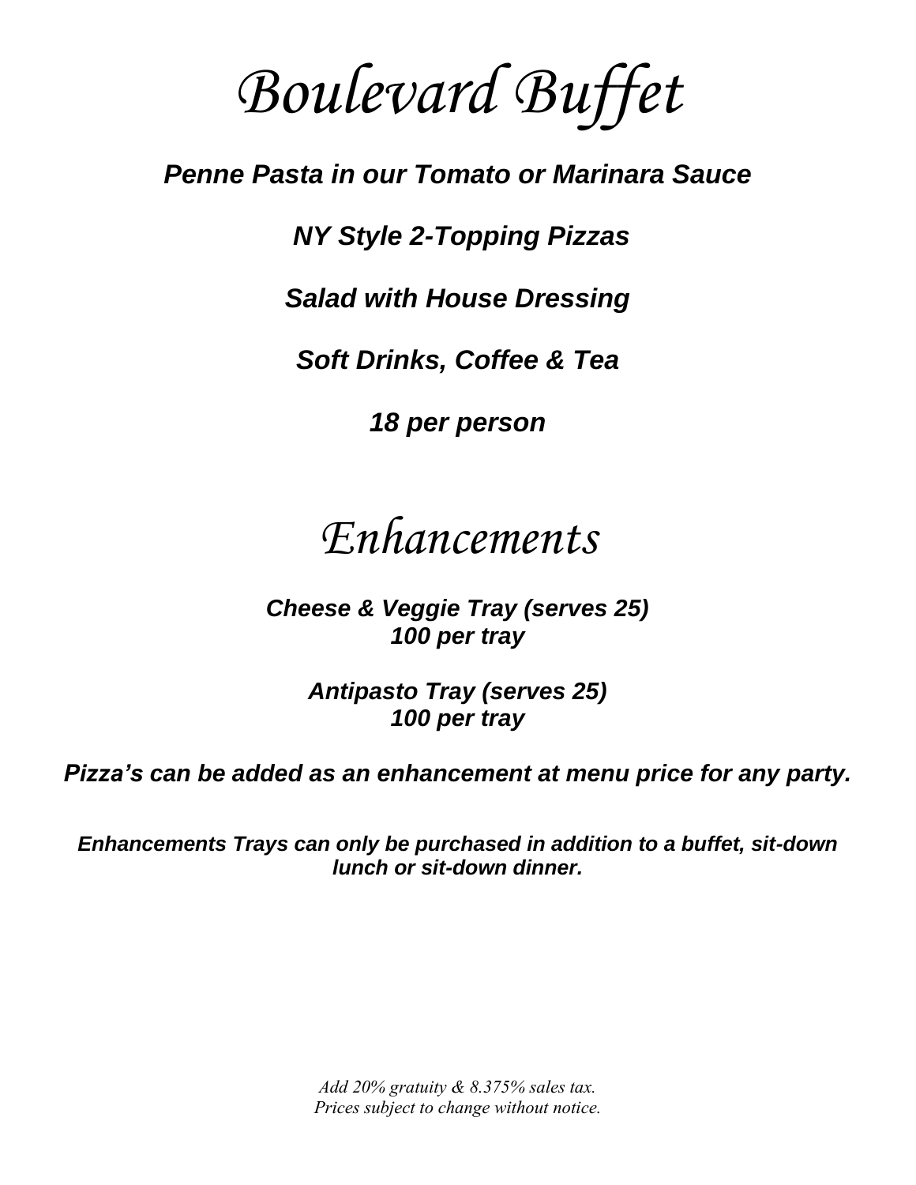# Boulevard Buffet

***Penne Pasta in our Tomato or Marinara Sauce***

***NY Style 2-Topping Pizzas***

***Salad with House Dressing***

***Soft Drinks, Coffee & Tea***

***18 per person***

# Enhancements

***Cheese & Veggie Tray (serves 25)***
***100 per tray***

***Antipasto Tray (serves 25)***
***100 per tray***

***Pizza's can be added as an enhancement at menu price for any party.***

***Enhancements Trays can only be purchased in addition to a buffet, sit-down lunch or sit-down dinner.***

*Add 20% gratuity & 8.375% sales tax.*
*Prices subject to change without notice.*